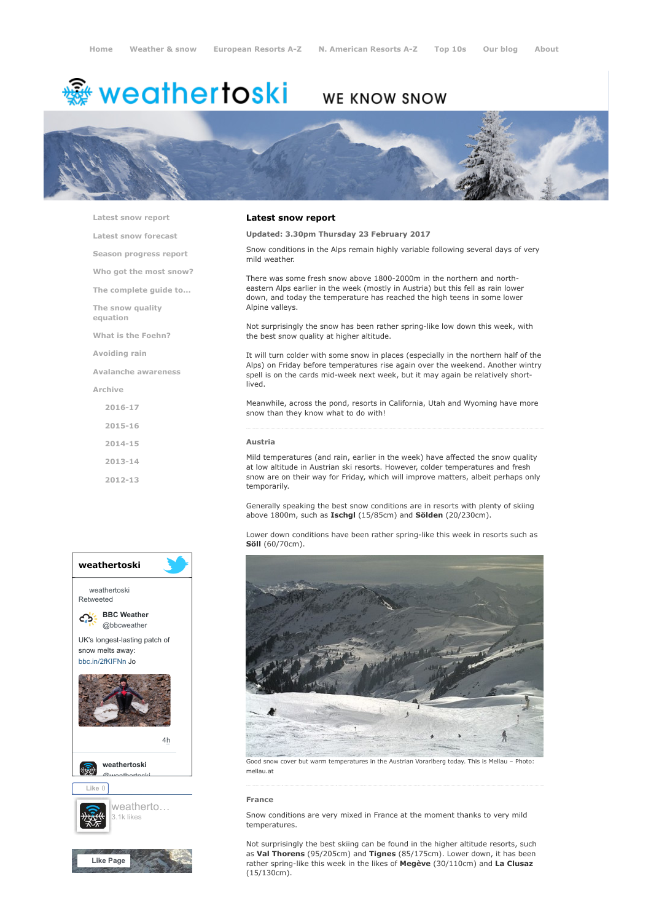Home | Weather & snow | European Resorts A-Z | N. American Resorts A-Z | Top 10s | Our blog | About

# weathertoski WE KNOW SNOW

- Latest snow report
- Latest snow forecast
- Season progress report
- Who got the most snow?
- The complete guide to...
- The snow quality equation
- What is the Foehn?
- Avoiding rain
- Avalanche awareness
- Archive
  - 2016-17
  - 2015-16
  - 2014-15
  - 2013-14
  - 2012-13

## Latest snow report

**Updated: 3.30pm Thursday 23 February 2017**

Snow conditions in the Alps remain highly variable following several days of very mild weather.

There was some fresh snow above 1800-2000m in the northern and north-eastern Alps earlier in the week (mostly in Austria) but this fell as rain lower down, and today the temperature has reached the high teens in some lower Alpine valleys.

Not surprisingly the snow has been rather spring-like low down this week, with the best snow quality at higher altitude.

It will turn colder with some snow in places (especially in the northern half of the Alps) on Friday before temperatures rise again over the weekend. Another wintry spell is on the cards mid-week next week, but it may again be relatively short-lived.

Meanwhile, across the pond, resorts in California, Utah and Wyoming have more snow than they know what to do with!

### Austria

Mild temperatures (and rain, earlier in the week) have affected the snow quality at low altitude in Austrian ski resorts. However, colder temperatures and fresh snow are on their way for Friday, which will improve matters, albeit perhaps only temporarily.

Generally speaking the best snow conditions are in resorts with plenty of skiing above 1800m, such as **Ischgl** (15/85cm) and **Sölden** (20/230cm).

Lower down conditions have been rather spring-like this week in resorts such as **Söll** (60/70cm).

Good snow cover but warm temperatures in the Austrian Vorarlberg today. This is Mellau – Photo: mellau.at

### France

Snow conditions are very mixed in France at the moment thanks to very mild temperatures.

Not surprisingly the best skiing can be found in the higher altitude resorts, such as **Val Thorens** (95/205cm) and **Tignes** (85/175cm). Lower down, it has been rather spring-like this week in the likes of **Megève** (30/110cm) and **La Clusaz** (15/130cm).

---

**weathertoski**

weathertoski Retweeted

**BBC Weather** @bbcweather

UK's longest-lasting patch of snow melts away: bbc.in/2fKIFNn Jo

4h

**weathertoski** @weathertoski

Like 0

weatherto... 3.1k likes

Like Page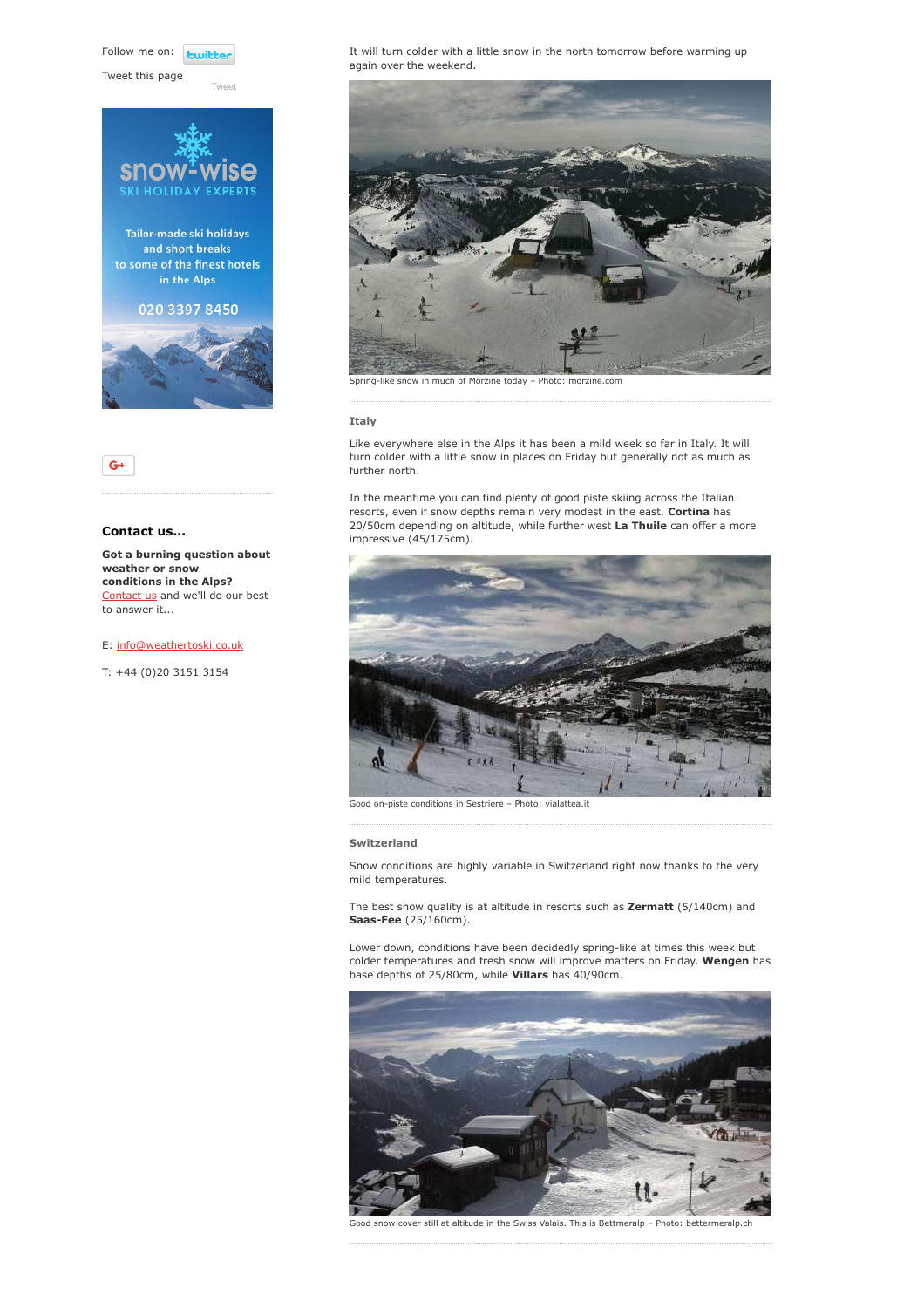Follow me on:

Tweet this page

Tweet

Snow-wise SKI HOLIDAY EXPERTS

Tailor-made ski holidays and short breaks to some of the finest hotels in the Alps

020 3397 8450

### Contact us...

**Got a burning question about weather or snow conditions in the Alps?** Contact us and we'll do our best to answer it...

E: info@weathertoski.co.uk

T: +44 (0)20 3151 3154

It will turn colder with a little snow in the north tomorrow before warming up again over the weekend.

Spring-like snow in much of Morzine today – Photo: morzine.com

### Italy

Like everywhere else in the Alps it has been a mild week so far in Italy. It will turn colder with a little snow in places on Friday but generally not as much as further north.

In the meantime you can find plenty of good piste skiing across the Italian resorts, even if snow depths remain very modest in the east. **Cortina** has 20/50cm depending on altitude, while further west **La Thuile** can offer a more impressive (45/175cm).

Good on-piste conditions in Sestriere – Photo: vialattea.it

### Switzerland

Snow conditions are highly variable in Switzerland right now thanks to the very mild temperatures.

The best snow quality is at altitude in resorts such as **Zermatt** (5/140cm) and **Saas-Fee** (25/160cm).

Lower down, conditions have been decidedly spring-like at times this week but colder temperatures and fresh snow will improve matters on Friday. **Wengen** has base depths of 25/80cm, while **Villars** has 40/90cm.

Good snow cover still at altitude in the Swiss Valais. This is Bettmeralp – Photo: bettermeralp.ch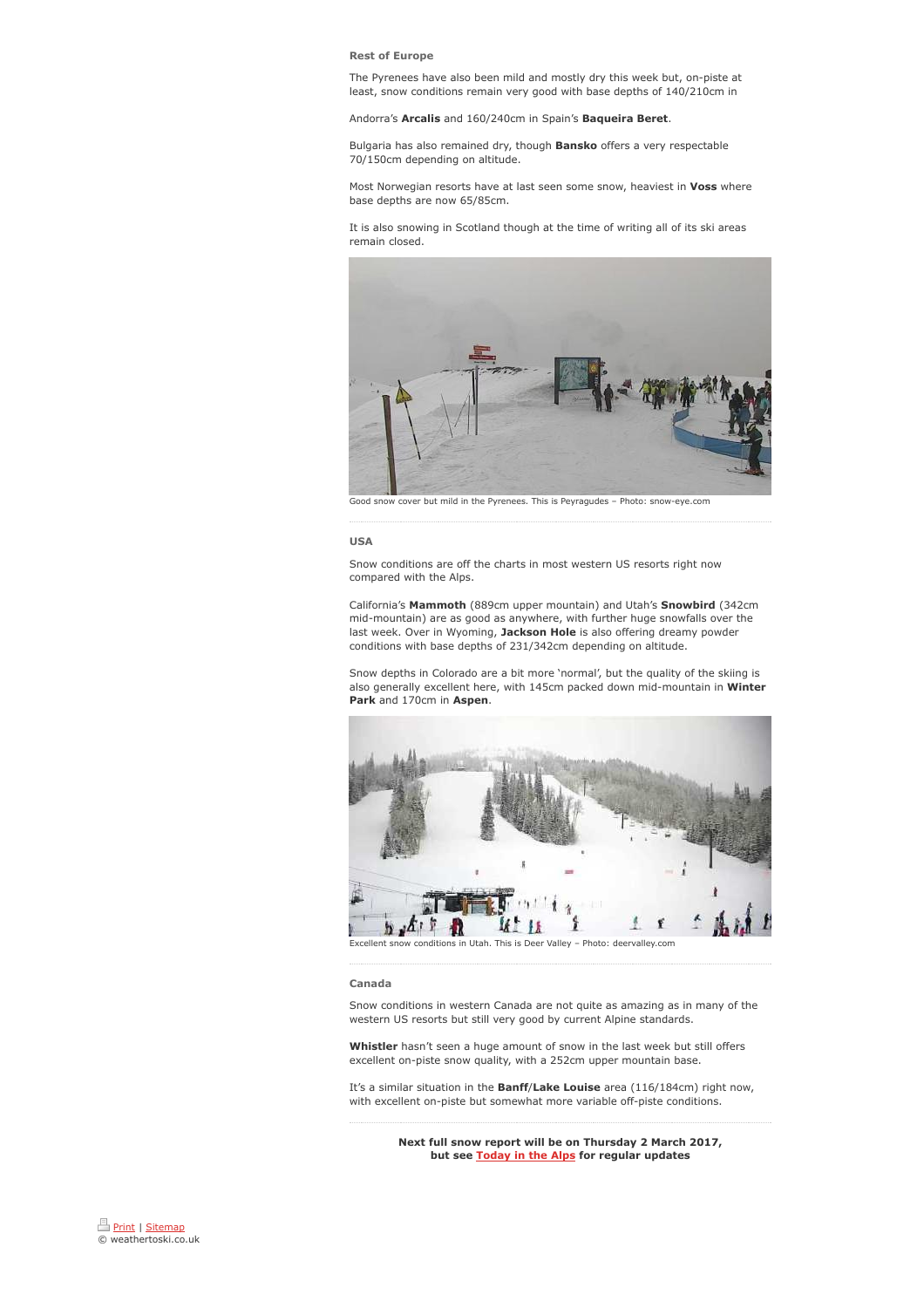### Rest of Europe

The Pyrenees have also been mild and mostly dry this week but, on-piste at least, snow conditions remain very good with base depths of 140/210cm in

Andorra's **Arcalis** and 160/240cm in Spain's **Baqueira Beret**.

Bulgaria has also remained dry, though **Bansko** offers a very respectable 70/150cm depending on altitude.

Most Norwegian resorts have at last seen some snow, heaviest in **Voss** where base depths are now 65/85cm.

It is also snowing in Scotland though at the time of writing all of its ski areas remain closed.

Good snow cover but mild in the Pyrenees. This is Peyragudes – Photo: snow-eye.com

### USA

Snow conditions are off the charts in most western US resorts right now compared with the Alps.

California's **Mammoth** (889cm upper mountain) and Utah's **Snowbird** (342cm mid-mountain) are as good as anywhere, with further huge snowfalls over the last week. Over in Wyoming, **Jackson Hole** is also offering dreamy powder conditions with base depths of 231/342cm depending on altitude.

Snow depths in Colorado are a bit more 'normal', but the quality of the skiing is also generally excellent here, with 145cm packed down mid-mountain in **Winter Park** and 170cm in **Aspen**.

Excellent snow conditions in Utah. This is Deer Valley – Photo: deervalley.com

### Canada

Snow conditions in western Canada are not quite as amazing as in many of the western US resorts but still very good by current Alpine standards.

**Whistler** hasn't seen a huge amount of snow in the last week but still offers excellent on-piste snow quality, with a 252cm upper mountain base.

It's a similar situation in the **Banff**/**Lake Louise** area (116/184cm) right now, with excellent on-piste but somewhat more variable off-piste conditions.

**Next full snow report will be on Thursday 2 March 2017, but see Today in the Alps for regular updates**